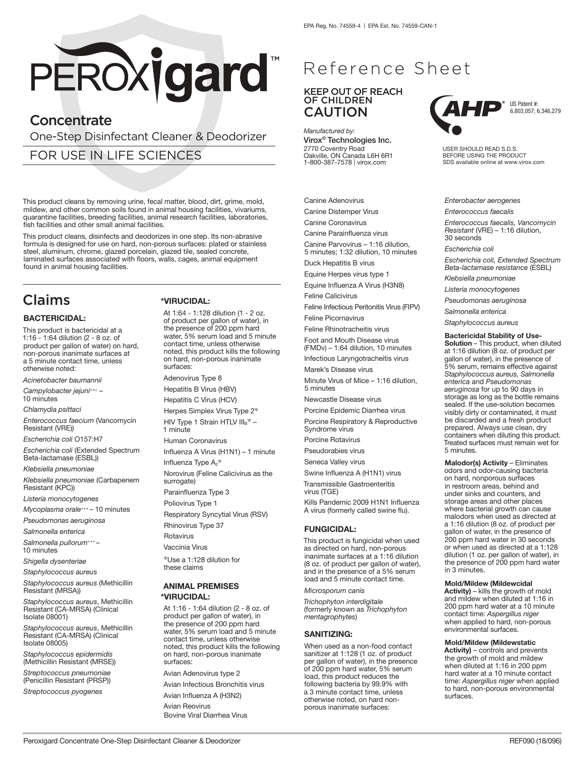EPA Reg. No. 74559-4 | EPA Est. No. 74559-CAN-1

# PEROXigard™

## Concentrate

One-Step Disinfectant Cleaner & Deodorizer

FOR USE IN LIFE SCIENCES

# Reference Sheet

**KEEP OUT OF REACH OF CHILDREN**
**CAUTION**

*Manufactured by:*
Virox® Technologies Inc.
2770 Coventry Road
Oakville, ON Canada L6H 6R1
1-800-387-7578 | virox.com

AHP® US Patent #: 6,803,057; 6,346,279

USER SHOULD READ S.D.S. BEFORE USING THE PRODUCT
SDS available online at www.virox.com

This product cleans by removing urine, fecal matter, blood, dirt, grime, mold, mildew, and other common soils found in animal housing facilities, vivariums, quarantine facilities, breeding facilities, animal research facilities, laboratories, fish facilities and other small animal facilities.

This product cleans, disinfects and deodorizes in one step. Its non-abrasive formula is designed for use on hard, non-porous surfaces: plated or stainless steel, aluminum, chrome, glazed porcelain, glazed tile, sealed concrete, laminated surfaces associated with floors, walls, cages, animal equipment found in animal housing facilities.

## Claims

### BACTERICIDAL:

This product is bactericidal at a 1:16 - 1:64 dilution (2 - 8 oz. of product per gallon of water) on hard, non-porous inanimate surfaces at a 5 minute contact time, unless otherwise noted:

*Acinetobacter baumannii*

*Campylobacter jejuni*+++ – 10 minutes

*Chlamydia psittaci*

*Enterococcus faecium* (Vancomycin Resistant (VRE))

*Escherichia coli* O157:H7

*Escherichia coli* (Extended Spectrum Beta-lactamase (ESBL))

*Klebsiella pneumoniae*

*Klebsiella pneumoniae* (Carbapenem Resistant (KPC))

*Listeria monocytogenes*

*Mycoplasma orale*+++ – 10 minutes

*Pseudomonas aeruginosa*

*Salmonella enterica*

*Salmonella pullorum*+++ – 10 minutes

*Shigella dysenteriae*

*Staphylococcus aureus*

*Staphylococcus aureus* (Methicillin Resistant (MRSA))

*Staphylococcus aureus*, Methicillin Resistant (CA-MRSA) (Clinical Isolate 08001)

*Staphylococcus aureus*, Methicillin Resistant (CA-MRSA) (Clinical Isolate 08005)

*Staphylococcus epidermidis* (Methicillin Resistant (MRSE))

*Streptococcus pneumoniae* (Penicillin Resistant (PRSP))

*Streptococcus pyogenes*

### *VIRUCIDAL:

At 1:64 - 1:128 dilution (1 - 2 oz. of product per gallon of water), in the presence of 200 ppm hard water, 5% serum load and 5 minute contact time, unless otherwise noted, this product kills the following on hard, non-porous inanimate surfaces:

Adenovirus Type 8

Hepatitis B Virus (HBV)

Hepatitis C Virus (HCV)

Herpes Simplex Virus Type 2Ψ

HIV Type 1 Strain HTLV $III_B$Ψ – 1 minute

Human Coronavirus

Influenza A Virus (H1N1) – 1 minute

Influenza Type $A_2$Ψ

Norovirus (Feline Calicivirus as the surrogate)

Parainfluenza Type 3

Poliovirus Type 1

Respiratory Syncytial Virus (RSV)

Rhinovirus Type 37

Rotavirus

Vaccinia Virus

ΨUse a 1:128 dilution for these claims

### ANIMAL PREMISES *VIRUCIDAL:

At 1:16 - 1:64 dilution (2 - 8 oz. of product per gallon of water), in the presence of 200 ppm hard water, 5% serum load and 5 minute contact time, unless otherwise noted, this product kills the following on hard, non-porous inanimate surfaces:

Avian Adenovirus type 2

Avian Infectious Bronchitis virus

Avian Influenza A (H3N2)

Avian Reovirus

Bovine Viral Diarrhea Virus

Canine Adenovirus

Canine Distemper Virus

Canine Coronavirus

Canine Parainfluenza virus

Canine Parvovirus – 1:16 dilution, 5 minutes; 1:32 dilution, 10 minutes

Duck Hepatitis B virus

Equine Herpes virus type 1

Equine Influenza A Virus (H3N8)

Feline Calicivirus

Feline Infectious Peritonitis Virus (FIPV)

Feline Picornavirus

Feline Rhinotracheitis virus

Foot and Mouth Disease virus (FMDv) – 1:64 dilution, 10 minutes

Infectious Laryngotracheitis virus

Marek's Disease virus

Minute Virus of Mice – 1:16 dilution, 5 minutes

Newcastle Disease virus

Porcine Epidemic Diarrhea virus

Porcine Respiratory & Reproductive Syndrome virus

Porcine Rotavirus

Pseudorabies virus

Seneca Valley virus

Swine Influenza A (H1N1) virus

Transmissible Gastroenteritis virus (TGE)

Kills Pandemic 2009 H1N1 Influenza A virus (formerly called swine flu).

### FUNGICIDAL:

This product is fungicidal when used as directed on hard, non-porous inanimate surfaces at a 1:16 dilution (8 oz. of product per gallon of water), and in the presence of a 5% serum load and 5 minute contact time.

*Microsporum canis*

*Trichophyton interdigitale* (formerly known as *Trichophyton mentagrophytes*)

### SANITIZING:

When used as a non-food contact sanitizer at 1:128 (1 oz. of product per gallon of water), in the presence of 200 ppm hard water, 5% serum load, this product reduces the following bacteria by 99.9% with a 3 minute contact time, unless otherwise noted, on hard non-porous inanimate surfaces:

*Enterobacter aerogenes*

*Enterococcus faecalis*

*Enterococcus faecalis, Vancomycin Resistant* (VRE) – 1:16 dilution, 30 seconds

*Escherichia coli*

*Escherichia coli, Extended Spectrum Beta-lactamase resistance* (ESBL)

*Klebsiella pneumoniae*

*Listeria monocytogenes*

*Pseudomonas aeruginosa*

*Salmonella enterica*

*Staphylococcus aureus*

**Bactericidal Stability of Use-Solution** – This product, when diluted at 1:16 dilution (8 oz. of product per gallon of water), in the presence of 5% serum, remains effective against *Staphylococcus aureus, Salmonella enterica* and *Pseudomonas aeruginosa* for up to 90 days in storage as long as the bottle remains sealed. If the use-solution becomes visibly dirty or contaminated, it must be discarded and a fresh product prepared. Always use clean, dry containers when diluting this product. Treated surfaces must remain wet for 5 minutes.

**Malodor(s) Activity** – Eliminates odors and odor-causing bacteria on hard, nonporous surfaces in restroom areas, behind and under sinks and counters, and storage areas and other places where bacterial growth can cause malodors when used as directed at a 1:16 dilution (8 oz. of product per gallon of water, in the presence of 200 ppm hard water in 30 seconds or when used as directed at a 1:128 dilution (1 oz. per gallon of water), in the presence of 200 ppm hard water in 3 minutes.

**Mold/Mildew (Mildewcidal Activity)** – kills the growth of mold and mildew when diluted at 1:16 in 200 ppm hard water at a 10 minute contact time: *Aspergillus niger* when applied to hard, non-porous environmental surfaces.

**Mold/Mildew (Mildewstatic Activity)** – controls and prevents the growth of mold and mildew when diluted at 1:16 in 200 ppm hard water at a 10 minute contact time: *Aspergillus niger* when applied to hard, non-porous environmental surfaces.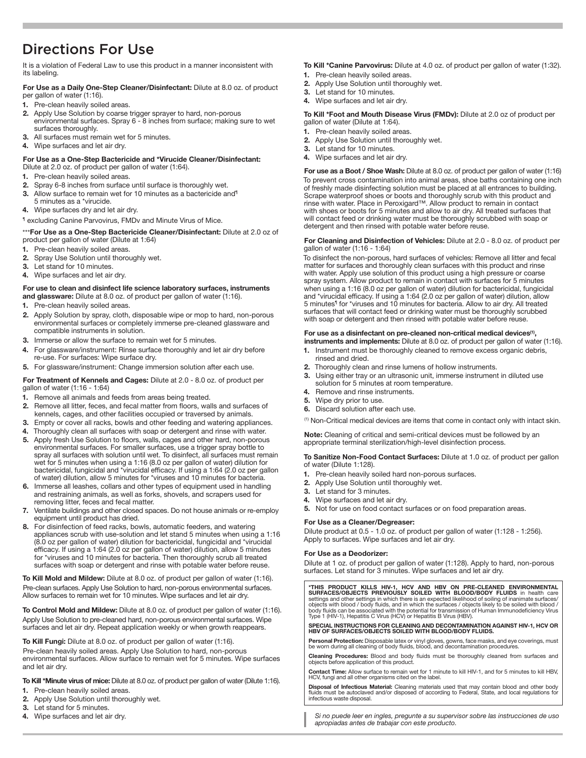# Directions For Use

It is a violation of Federal Law to use this product in a manner inconsistent with its labeling.

**For Use as a Daily One-Step Cleaner/Disinfectant:** Dilute at 8.0 oz. of product per gallon of water (1:16).

1. Pre-clean heavily soiled areas.
2. Apply Use Solution by coarse trigger sprayer to hard, non-porous environmental surfaces. Spray 6 - 8 inches from surface; making sure to wet surfaces thoroughly.
3. All surfaces must remain wet for 5 minutes.
4. Wipe surfaces and let air dry.

**For Use as a One-Step Bactericide and *Virucide Cleaner/Disinfectant:** Dilute at 2.0 oz. of product per gallon of water (1:64).

1. Pre-clean heavily soiled areas.
2. Spray 6-8 inches from surface until surface is thoroughly wet.
3. Allow surface to remain wet for 10 minutes as a bactericide and¶ 5 minutes as a *virucide.
4. Wipe surfaces dry and let air dry.

¶ excluding Canine Parvovirus, FMDv and Minute Virus of Mice.

***For Use as a One-Step Bactericide Cleaner/Disinfectant:** Dilute at 2.0 oz of product per gallon of water (Dilute at 1:64)

1. Pre-clean heavily soiled areas.
2. Spray Use Solution until thoroughly wet.
3. Let stand for 10 minutes.
4. Wipe surfaces and let air dry.

**For use to clean and disinfect life science laboratory surfaces, instruments and glassware:** Dilute at 8.0 oz. of product per gallon of water (1:16).

1. Pre-clean heavily soiled areas.
2. Apply Solution by spray, cloth, disposable wipe or mop to hard, non-porous environmental surfaces or completely immerse pre-cleaned glassware and compatible instruments in solution.
3. Immerse or allow the surface to remain wet for 5 minutes.
4. For glassware/instrument: Rinse surface thoroughly and let air dry before re-use. For surfaces: Wipe surface dry.
5. For glassware/instrument: Change immersion solution after each use.

**For Treatment of Kennels and Cages:** Dilute at 2.0 - 8.0 oz. of product per gallon of water (1:16 - 1:64)

1. Remove all animals and feeds from areas being treated.
2. Remove all litter, feces, and fecal matter from floors, walls and surfaces of kennels, cages, and other facilities occupied or traversed by animals.
3. Empty or cover all racks, bowls and other feeding and watering appliances.
4. Thoroughly clean all surfaces with soap or detergent and rinse with water.
5. Apply fresh Use Solution to floors, walls, cages and other hard, non-porous environmental surfaces. For smaller surfaces, use a trigger spray bottle to spray all surfaces with solution until wet. To disinfect, all surfaces must remain wet for 5 minutes when using a 1:16 (8.0 oz per gallon of water) dilution for bactericidal, fungicidal and *virucidal efficacy. If using a 1:64 (2.0 oz per gallon of water) dilution, allow 5 minutes for *viruses and 10 minutes for bacteria.
6. Immerse all leashes, collars and other types of equipment used in handling and restraining animals, as well as forks, shovels, and scrapers used for removing litter, feces and fecal matter.
7. Ventilate buildings and other closed spaces. Do not house animals or re-employ equipment until product has dried.
8. For disinfection of feed racks, bowls, automatic feeders, and watering appliances scrub with use-solution and let stand 5 minutes when using a 1:16 (8.0 oz per gallon of water) dilution for bactericidal, fungicidal and *virucidal efficacy. If using a 1:64 (2.0 oz per gallon of water) dilution, allow 5 minutes for *viruses and 10 minutes for bacteria. Then thoroughly scrub all treated surfaces with soap or detergent and rinse with potable water before reuse.

**To Kill Mold and Mildew:** Dilute at 8.0 oz. of product per gallon of water (1:16). Pre-clean surfaces. Apply Use Solution to hard, non-porous environmental surfaces. Allow surfaces to remain wet for 10 minutes. Wipe surfaces and let air dry.

**To Control Mold and Mildew:** Dilute at 8.0 oz. of product per gallon of water (1:16). Apply Use Solution to pre-cleaned hard, non-porous environmental surfaces. Wipe surfaces and let air dry. Repeat application weekly or when growth reappears.

**To Kill Fungi:** Dilute at 8.0 oz. of product per gallon of water (1:16). Pre-clean heavily soiled areas. Apply Use Solution to hard, non-porous environmental surfaces. Allow surface to remain wet for 5 minutes. Wipe surfaces and let air dry.

**To Kill *Minute virus of mice:** Dilute at 8.0 oz. of product per gallon of water (Dilute 1:16).

1. Pre-clean heavily soiled areas.
2. Apply Use Solution until thoroughly wet.
3. Let stand for 5 minutes.
4. Wipe surfaces and let air dry.

**To Kill *Canine Parvovirus:** Dilute at 4.0 oz. of product per gallon of water (1:32).

1. Pre-clean heavily soiled areas.
2. Apply Use Solution until thoroughly wet.
3. Let stand for 10 minutes.
4. Wipe surfaces and let air dry.

**To Kill *Foot and Mouth Disease Virus (FMDv):** Dilute at 2.0 oz of product per gallon of water (Dilute at 1:64).

1. Pre-clean heavily soiled areas.
2. Apply Use Solution until thoroughly wet.
3. Let stand for 10 minutes.
4. Wipe surfaces and let air dry.

**For use as a Boot / Shoe Wash:** Dilute at 8.0 oz. of product per gallon of water (1:16) To prevent cross contamination into animal areas, shoe baths containing one inch of freshly made disinfecting solution must be placed at all entrances to building. Scrape waterproof shoes or boots and thoroughly scrub with this product and rinse with water. Place in Peroxigard™. Allow product to remain in contact with shoes or boots for 5 minutes and allow to air dry. All treated surfaces that will contact feed or drinking water must be thoroughly scrubbed with soap or detergent and then rinsed with potable water before reuse.

**For Cleaning and Disinfection of Vehicles:** Dilute at 2.0 - 8.0 oz. of product per gallon of water (1:16 - 1:64)

To disinfect the non-porous, hard surfaces of vehicles: Remove all litter and fecal matter for surfaces and thoroughly clean surfaces with this product and rinse with water. Apply use solution of this product using a high pressure or coarse spray system. Allow product to remain in contact with surfaces for 5 minutes when using a 1:16 (8.0 oz per gallon of water) dilution for bactericidal, fungicidal and *virucidal efficacy. If using a 1:64 (2.0 oz per gallon of water) dilution, allow 5 minutes¶ for *viruses and 10 minutes for bacteria. Allow to air dry. All treated surfaces that will contact feed or drinking water must be thoroughly scrubbed with soap or detergent and then rinsed with potable water before reuse.

**For use as a disinfectant on pre-cleaned non-critical medical devices[(1)], instruments and implements:** Dilute at 8.0 oz. of product per gallon of water (1:16).

1. Instrument must be thoroughly cleaned to remove excess organic debris, rinsed and dried.
2. Thoroughly clean and rinse lumens of hollow instruments.
3. Using either tray or an ultrasonic unit, immerse instrument in diluted use solution for 5 minutes at room temperature.
4. Remove and rinse instruments.
5. Wipe dry prior to use.
6. Discard solution after each use.

[(1)] Non-Critical medical devices are items that come in contact only with intact skin.

**Note:** Cleaning of critical and semi-critical devices must be followed by an appropriate terminal sterilization/high-level disinfection process.

**To Sanitize Non-Food Contact Surfaces:** Dilute at 1.0 oz. of product per gallon of water (Dilute 1:128).

1. Pre-clean heavily soiled hard non-porous surfaces.
2. Apply Use Solution until thoroughly wet.
3. Let stand for 3 minutes.
4. Wipe surfaces and let air dry.
5. Not for use on food contact surfaces or on food preparation areas.

**For Use as a Cleaner/Degreaser:**

Dilute product at 0.5 - 1.0 oz. of product per gallon of water (1:128 - 1:256). Apply to surfaces. Wipe surfaces and let air dry.

**For Use as a Deodorizer:**

Dilute at 1 oz. of product per gallon of water (1:128). Apply to hard, non-porous surfaces. Let stand for 3 minutes. Wipe surfaces and let air dry.

**\*THIS PRODUCT KILLS HIV-1, HCV AND HBV ON PRE-CLEANED ENVIRONMENTAL SURFACES/OBJECTS PREVIOUSLY SOILED WITH BLOOD/BODY FLUIDS** in health care settings and other settings in which there is an expected likelihood of soiling of inanimate surfaces/ objects with blood / body fluids, and in which the surfaces / objects likely to be soiled with blood / body fluids can be associated with the potential for transmission of Human Immunodeficiency Virus Type 1 (HIV-1), Hepatitis C Virus (HCV) or Hepatitis B Virus (HBV).

**SPECIAL INSTRUCTIONS FOR CLEANING AND DECONTAMINATION AGAINST HIV-1, HCV OR HBV OF SURFACES/OBJECTS SOILED WITH BLOOD/BODY FLUIDS.**

**Personal Protection:** Disposable latex or vinyl gloves, gowns, face masks, and eye coverings, must be worn during all cleaning of body fluids, blood, and decontamination procedures.

**Cleaning Procedures:** Blood and body fluids must be thoroughly cleaned from surfaces and objects before application of this product.

**Contact Time:** Allow surface to remain wet for 1 minute to kill HIV-1, and for 5 minutes to kill HBV, HCV, fungi and all other organisms cited on the label.

**Disposal of Infectious Material:** Cleaning materials used that may contain blood and other body fluids must be autoclaved and/or disposed of according to Federal, State, and local regulations for infectious waste disposal.

*Si no puede leer en ingles, pregunte a su supervisor sobre las instrucciones de uso apropiadas antes de trabajar con este producto.*